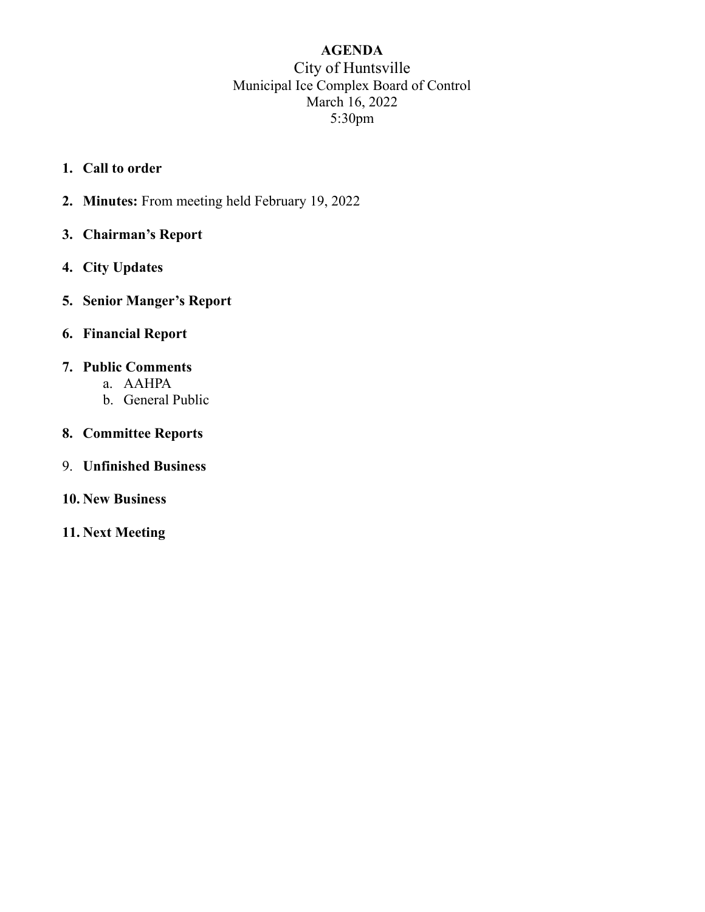**AGENDA**

City of Huntsville

Municipal Ice Complex Board of Control

March 16, 2022

5:30pm

1. **Call to order**
2. **Minutes:** From meeting held February 19, 2022
3. **Chairman's Report**
4. **City Updates**
5. **Senior Manger's Report**
6. **Financial Report**
7. **Public Comments**
   a. AAHPA
   b. General Public
8. **Committee Reports**
9. **Unfinished Business**
10. **New Business**
11. **Next Meeting**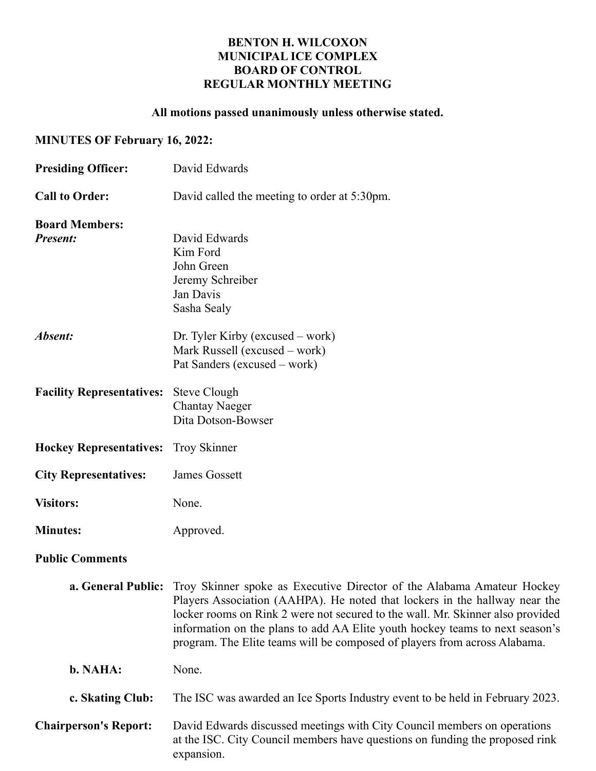**BENTON H. WILCOXON**
**MUNICIPAL ICE COMPLEX**
**BOARD OF CONTROL**
**REGULAR MONTHLY MEETING**

**All motions passed unanimously unless otherwise stated.**

**MINUTES OF February 16, 2022:**

**Presiding Officer:** David Edwards

**Call to Order:** David called the meeting to order at 5:30pm.

**Board Members:**

***Present:***
David Edwards
Kim Ford
John Green
Jeremy Schreiber
Jan Davis
Sasha Sealy

***Absent:***
Dr. Tyler Kirby (excused – work)
Mark Russell (excused – work)
Pat Sanders (excused – work)

**Facility Representatives:**
Steve Clough
Chantay Naeger
Dita Dotson-Bowser

**Hockey Representatives:** Troy Skinner

**City Representatives:** James Gossett

**Visitors:** None.

**Minutes:** Approved.

**Public Comments**

**a. General Public:** Troy Skinner spoke as Executive Director of the Alabama Amateur Hockey Players Association (AAHPA). He noted that lockers in the hallway near the locker rooms on Rink 2 were not secured to the wall. Mr. Skinner also provided information on the plans to add AA Elite youth hockey teams to next season's program. The Elite teams will be composed of players from across Alabama.

**b. NAHA:** None.

**c. Skating Club:** The ISC was awarded an Ice Sports Industry event to be held in February 2023.

**Chairperson's Report:** David Edwards discussed meetings with City Council members on operations at the ISC. City Council members have questions on funding the proposed rink expansion.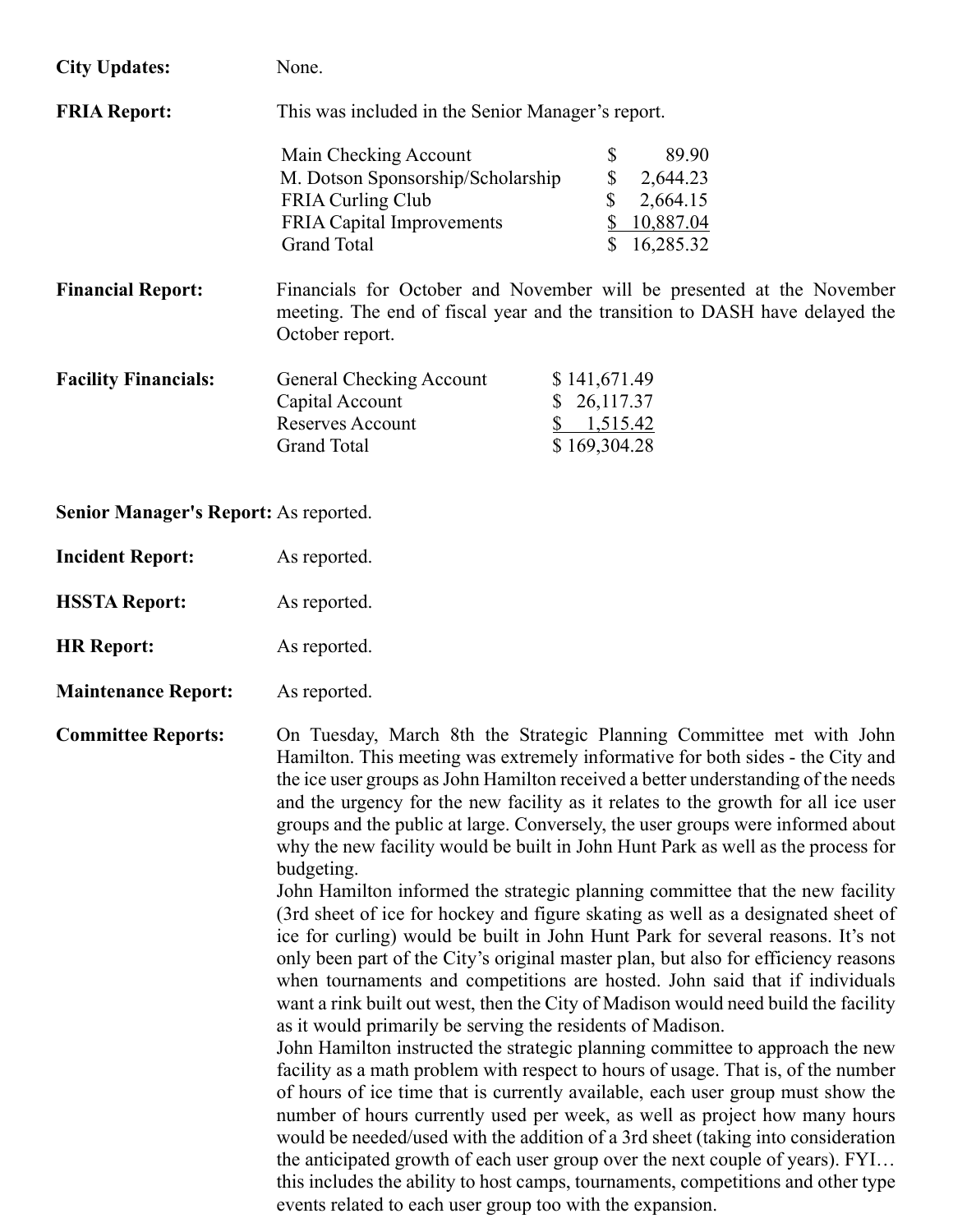**City Updates:** None.

**FRIA Report:** This was included in the Senior Manager's report.

| | |
|---|---|
| Main Checking Account | $ 89.90 |
| M. Dotson Sponsorship/Scholarship | $ 2,644.23 |
| FRIA Curling Club | $ 2,664.15 |
| FRIA Capital Improvements | $ 10,887.04 |
| Grand Total | $ 16,285.32 |

**Financial Report:** Financials for October and November will be presented at the November meeting. The end of fiscal year and the transition to DASH have delayed the October report.

**Facility Financials:**

| | |
|---|---|
| General Checking Account | $ 141,671.49 |
| Capital Account | $ 26,117.37 |
| Reserves Account | $ 1,515.42 |
| Grand Total | $ 169,304.28 |

**Senior Manager's Report:** As reported.

**Incident Report:** As reported.

**HSSTA Report:** As reported.

**HR Report:** As reported.

**Maintenance Report:** As reported.

**Committee Reports:** On Tuesday, March 8th the Strategic Planning Committee met with John Hamilton. This meeting was extremely informative for both sides - the City and the ice user groups as John Hamilton received a better understanding of the needs and the urgency for the new facility as it relates to the growth for all ice user groups and the public at large. Conversely, the user groups were informed about why the new facility would be built in John Hunt Park as well as the process for budgeting.

John Hamilton informed the strategic planning committee that the new facility (3rd sheet of ice for hockey and figure skating as well as a designated sheet of ice for curling) would be built in John Hunt Park for several reasons. It's not only been part of the City's original master plan, but also for efficiency reasons when tournaments and competitions are hosted. John said that if individuals want a rink built out west, then the City of Madison would need build the facility as it would primarily be serving the residents of Madison.

John Hamilton instructed the strategic planning committee to approach the new facility as a math problem with respect to hours of usage. That is, of the number of hours of ice time that is currently available, each user group must show the number of hours currently used per week, as well as project how many hours would be needed/used with the addition of a 3rd sheet (taking into consideration the anticipated growth of each user group over the next couple of years). FYI… this includes the ability to host camps, tournaments, competitions and other type events related to each user group too with the expansion.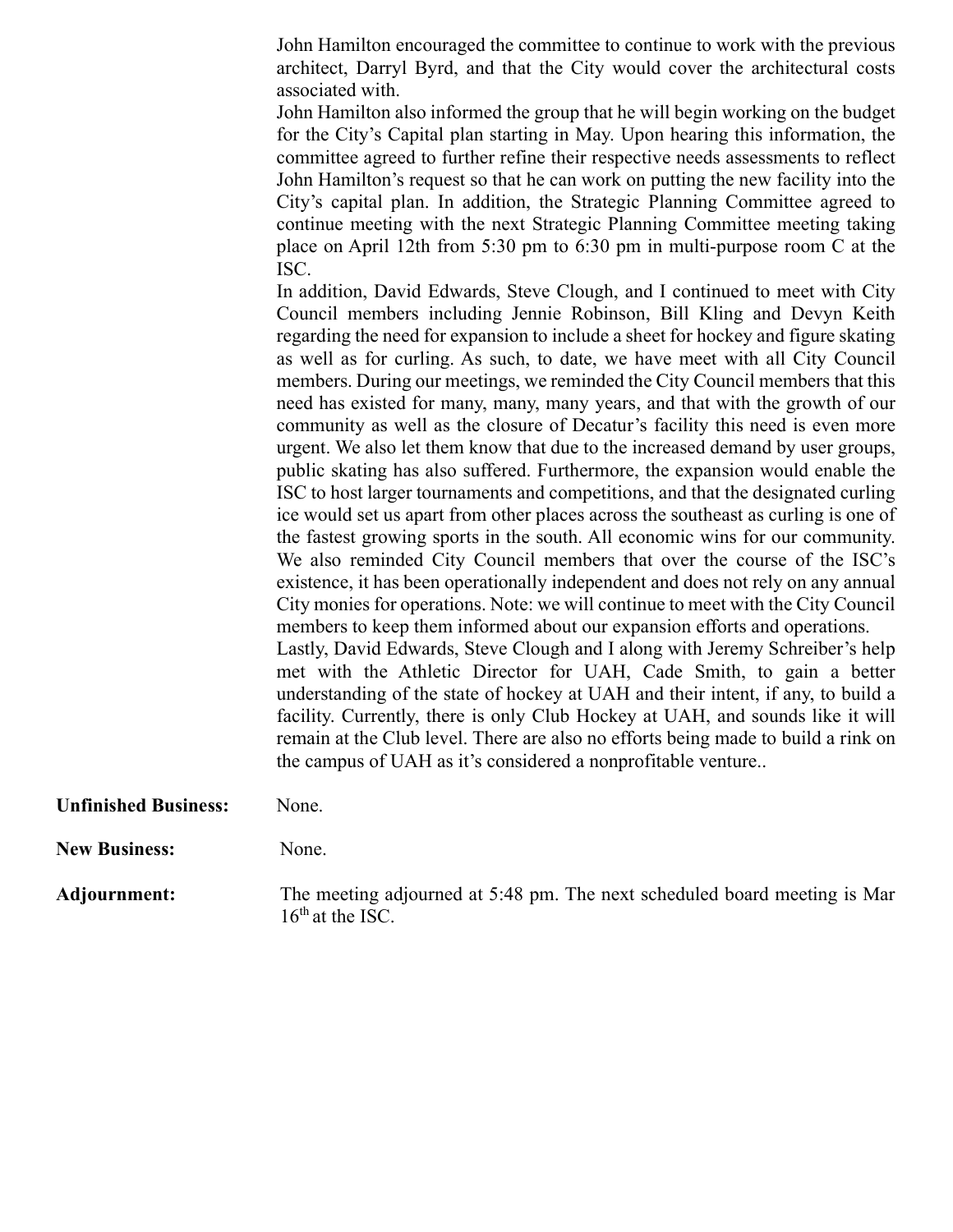John Hamilton encouraged the committee to continue to work with the previous architect, Darryl Byrd, and that the City would cover the architectural costs associated with.

John Hamilton also informed the group that he will begin working on the budget for the City's Capital plan starting in May. Upon hearing this information, the committee agreed to further refine their respective needs assessments to reflect John Hamilton's request so that he can work on putting the new facility into the City's capital plan. In addition, the Strategic Planning Committee agreed to continue meeting with the next Strategic Planning Committee meeting taking place on April 12th from 5:30 pm to 6:30 pm in multi-purpose room C at the ISC.

In addition, David Edwards, Steve Clough, and I continued to meet with City Council members including Jennie Robinson, Bill Kling and Devyn Keith regarding the need for expansion to include a sheet for hockey and figure skating as well as for curling. As such, to date, we have meet with all City Council members. During our meetings, we reminded the City Council members that this need has existed for many, many, many years, and that with the growth of our community as well as the closure of Decatur's facility this need is even more urgent. We also let them know that due to the increased demand by user groups, public skating has also suffered. Furthermore, the expansion would enable the ISC to host larger tournaments and competitions, and that the designated curling ice would set us apart from other places across the southeast as curling is one of the fastest growing sports in the south. All economic wins for our community. We also reminded City Council members that over the course of the ISC's existence, it has been operationally independent and does not rely on any annual City monies for operations. Note: we will continue to meet with the City Council members to keep them informed about our expansion efforts and operations.

Lastly, David Edwards, Steve Clough and I along with Jeremy Schreiber's help met with the Athletic Director for UAH, Cade Smith, to gain a better understanding of the state of hockey at UAH and their intent, if any, to build a facility. Currently, there is only Club Hockey at UAH, and sounds like it will remain at the Club level. There are also no efforts being made to build a rink on the campus of UAH as it's considered a nonprofitable venture..

**Unfinished Business:** None.

**New Business:** None.

**Adjournment:** The meeting adjourned at 5:48 pm. The next scheduled board meeting is Mar 16th at the ISC.